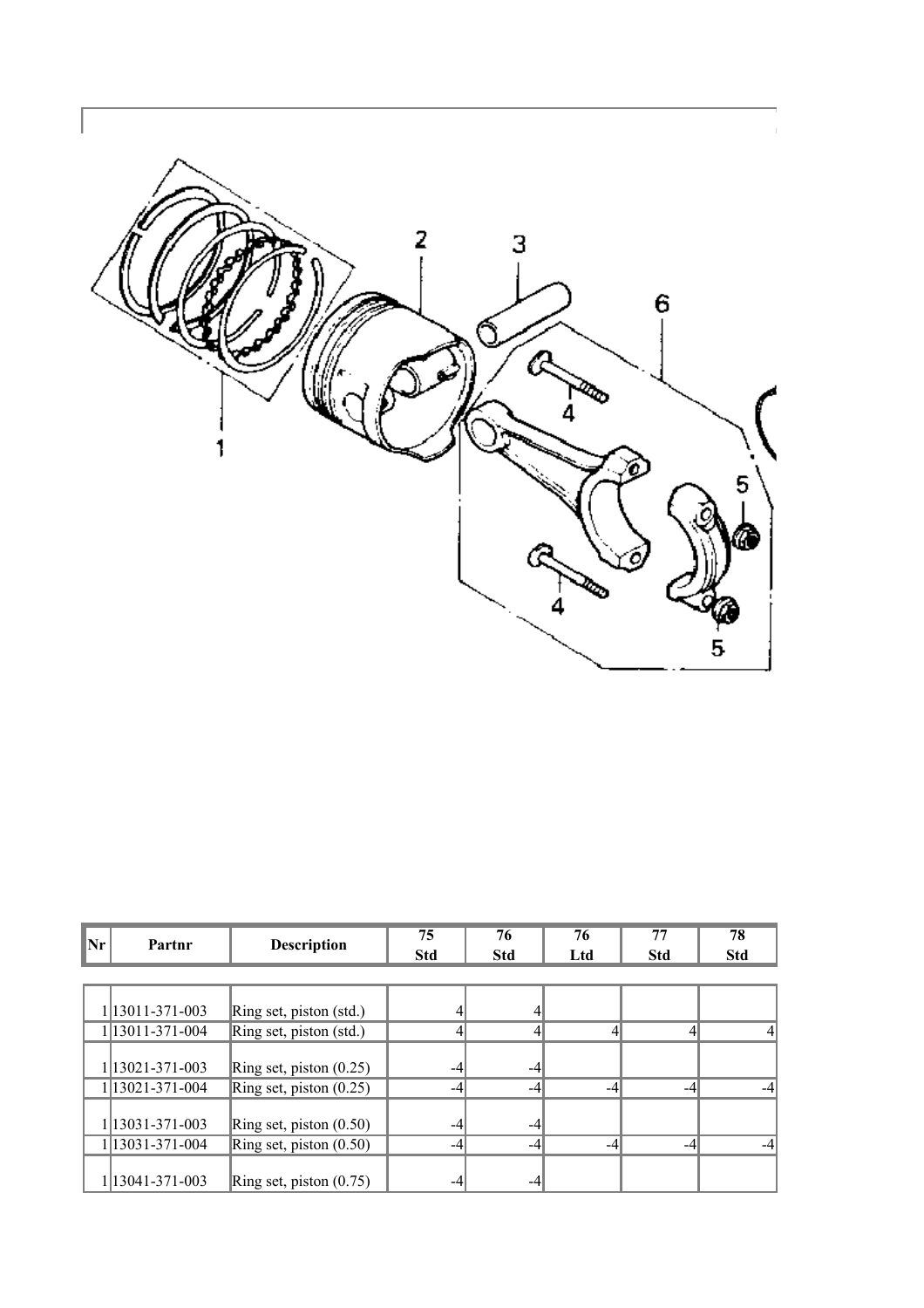| Nr | Partnr | Description | 75 Std | 76 Std | 76 Ltd | 77 Std | 78 Std |
|---|---|---|---|---|---|---|---|
| 1 | 13011-371-003 | Ring set, piston (std.) | 4 | 4 | | | |
| 1 | 13011-371-004 | Ring set, piston (std.) | 4 | 4 | 4 | 4 | 4 |
| 1 | 13021-371-003 | Ring set, piston (0.25) | -4 | -4 | | | |
| 1 | 13021-371-004 | Ring set, piston (0.25) | -4 | -4 | -4 | -4 | -4 |
| 1 | 13031-371-003 | Ring set, piston (0.50) | -4 | -4 | | | |
| 1 | 13031-371-004 | Ring set, piston (0.50) | -4 | -4 | -4 | -4 | -4 |
| 1 | 13041-371-003 | Ring set, piston (0.75) | -4 | -4 | | | |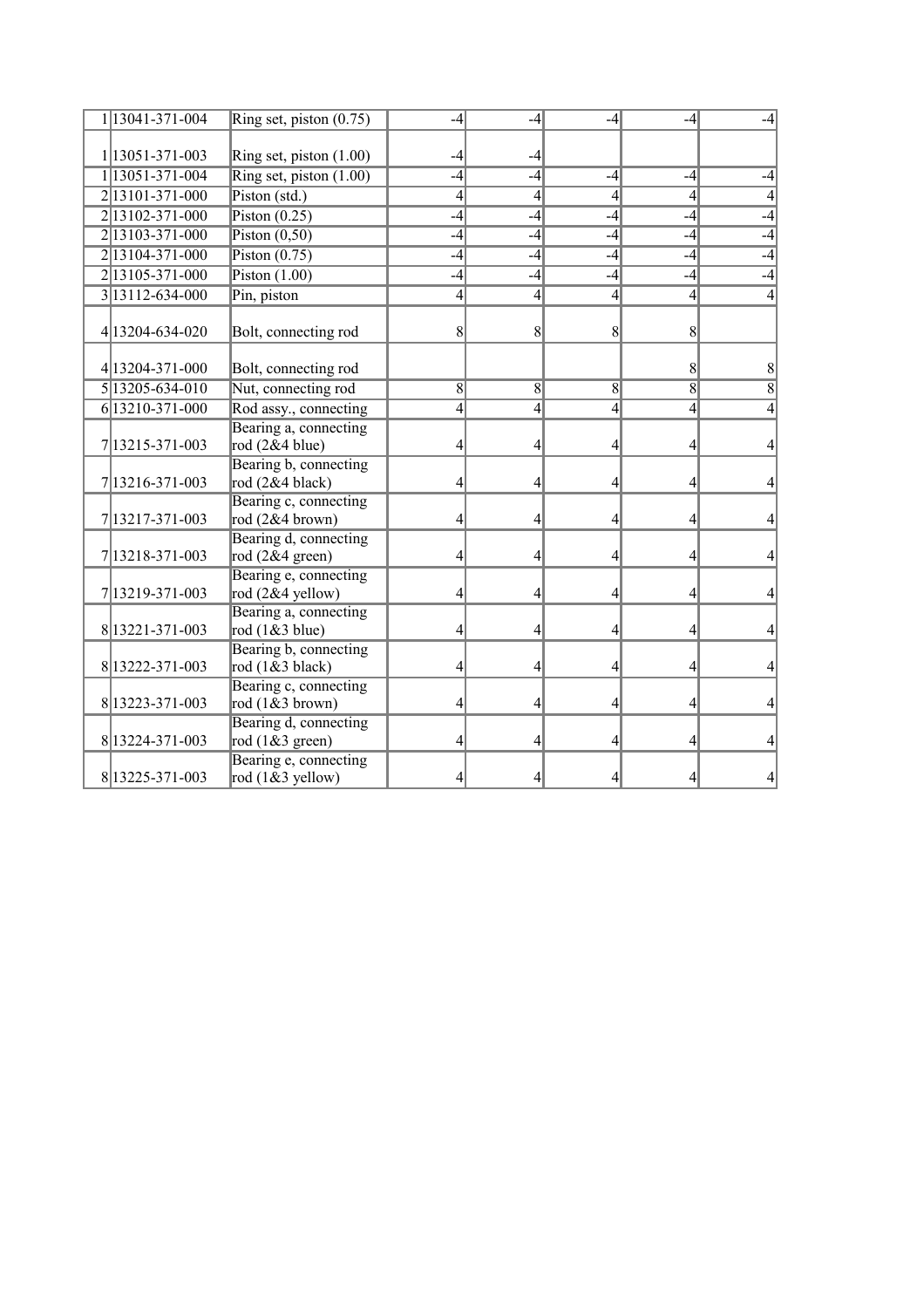| | | | | | | | |
|---|---|---|---|---|---|---|---|
| 1 | 13041-371-004 | Ring set, piston (0.75) | -4 | -4 | -4 | -4 | -4 |
| 1 | 13051-371-003 | Ring set, piston (1.00) | -4 | -4 | | | |
| 1 | 13051-371-004 | Ring set, piston (1.00) | -4 | -4 | -4 | -4 | -4 |
| 2 | 13101-371-000 | Piston (std.) | 4 | 4 | 4 | 4 | 4 |
| 2 | 13102-371-000 | Piston (0.25) | -4 | -4 | -4 | -4 | -4 |
| 2 | 13103-371-000 | Piston (0,50) | -4 | -4 | -4 | -4 | -4 |
| 2 | 13104-371-000 | Piston (0.75) | -4 | -4 | -4 | -4 | -4 |
| 2 | 13105-371-000 | Piston (1.00) | -4 | -4 | -4 | -4 | -4 |
| 3 | 13112-634-000 | Pin, piston | 4 | 4 | 4 | 4 | 4 |
| 4 | 13204-634-020 | Bolt, connecting rod | 8 | 8 | 8 | 8 | |
| 4 | 13204-371-000 | Bolt, connecting rod | | | | 8 | 8 |
| 5 | 13205-634-010 | Nut, connecting rod | 8 | 8 | 8 | 8 | 8 |
| 6 | 13210-371-000 | Rod assy., connecting | 4 | 4 | 4 | 4 | 4 |
| 7 | 13215-371-003 | Bearing a, connecting rod (2&4 blue) | 4 | 4 | 4 | 4 | 4 |
| 7 | 13216-371-003 | Bearing b, connecting rod (2&4 black) | 4 | 4 | 4 | 4 | 4 |
| 7 | 13217-371-003 | Bearing c, connecting rod (2&4 brown) | 4 | 4 | 4 | 4 | 4 |
| 7 | 13218-371-003 | Bearing d, connecting rod (2&4 green) | 4 | 4 | 4 | 4 | 4 |
| 7 | 13219-371-003 | Bearing e, connecting rod (2&4 yellow) | 4 | 4 | 4 | 4 | 4 |
| 8 | 13221-371-003 | Bearing a, connecting rod (1&3 blue) | 4 | 4 | 4 | 4 | 4 |
| 8 | 13222-371-003 | Bearing b, connecting rod (1&3 black) | 4 | 4 | 4 | 4 | 4 |
| 8 | 13223-371-003 | Bearing c, connecting rod (1&3 brown) | 4 | 4 | 4 | 4 | 4 |
| 8 | 13224-371-003 | Bearing d, connecting rod (1&3 green) | 4 | 4 | 4 | 4 | 4 |
| 8 | 13225-371-003 | Bearing e, connecting rod (1&3 yellow) | 4 | 4 | 4 | 4 | 4 |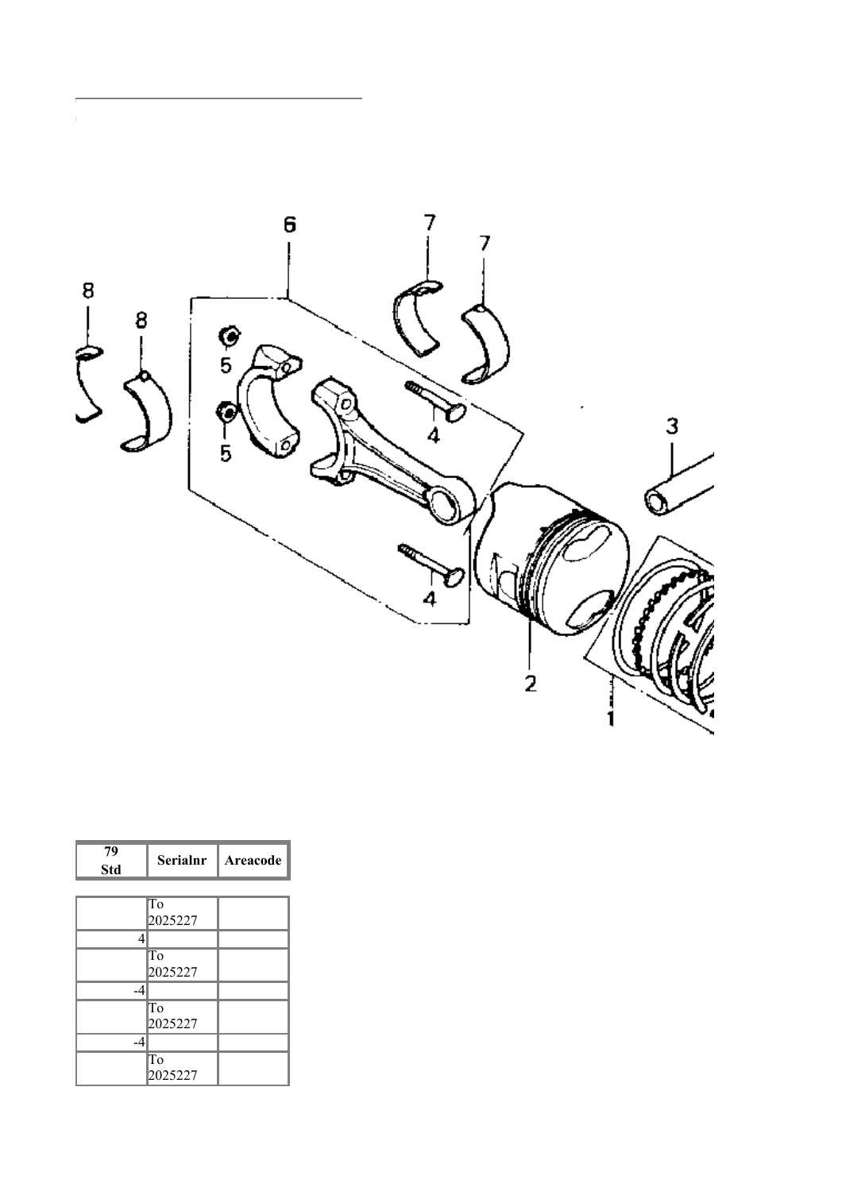| 79 Std | Serialnr | Areacode |
| --- | --- | --- |
|  | To 2025227 |  |
| 4 |  |  |
|  | To 2025227 |  |
| -4 |  |  |
|  | To 2025227 |  |
| -4 |  |  |
|  | To 2025227 |  |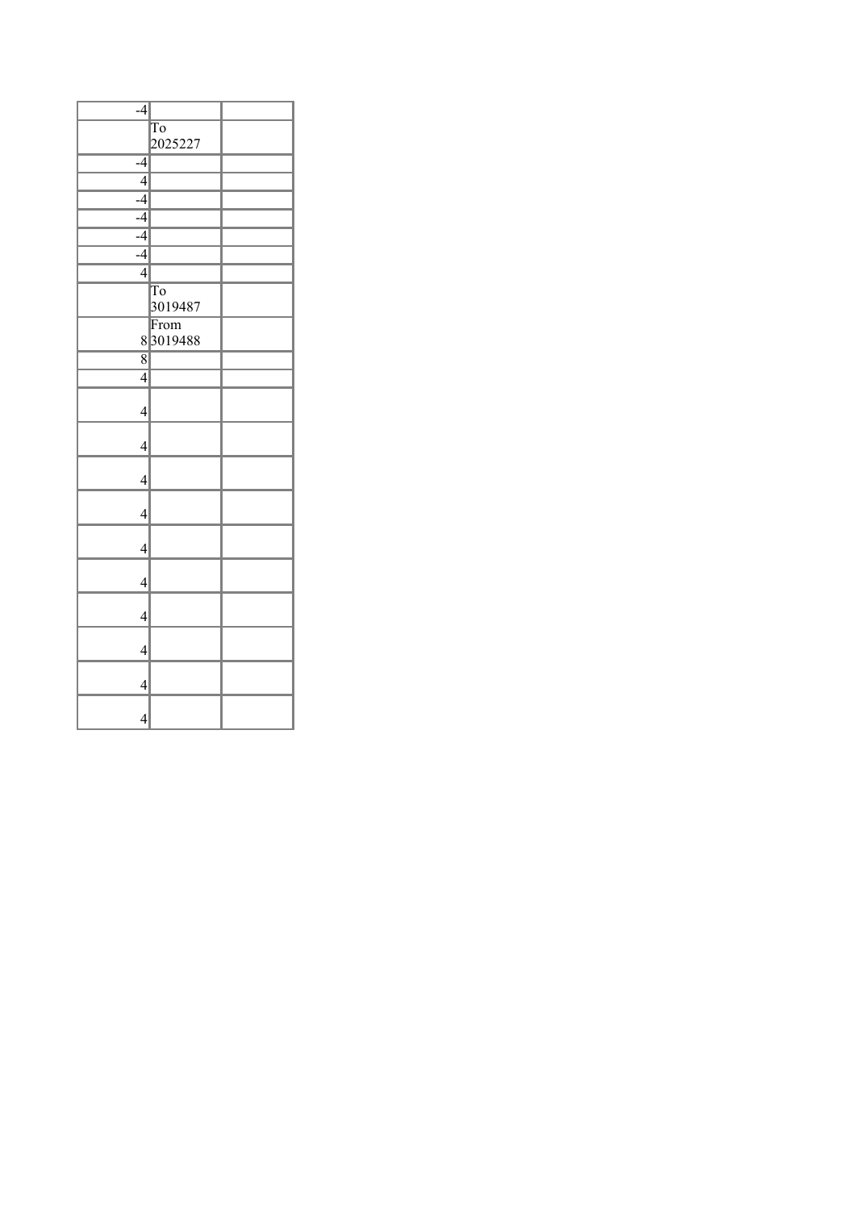| | | |
|---|---|---|
| -4 | | |
| | To 2025227 | |
| -4 | | |
| 4 | | |
| -4 | | |
| -4 | | |
| -4 | | |
| -4 | | |
| 4 | | |
| | To 3019487 | |
| 8 | From 3019488 | |
| 8 | | |
| 4 | | |
| 4 | | |
| 4 | | |
| 4 | | |
| 4 | | |
| 4 | | |
| 4 | | |
| 4 | | |
| 4 | | |
| 4 | | |
| 4 | | |